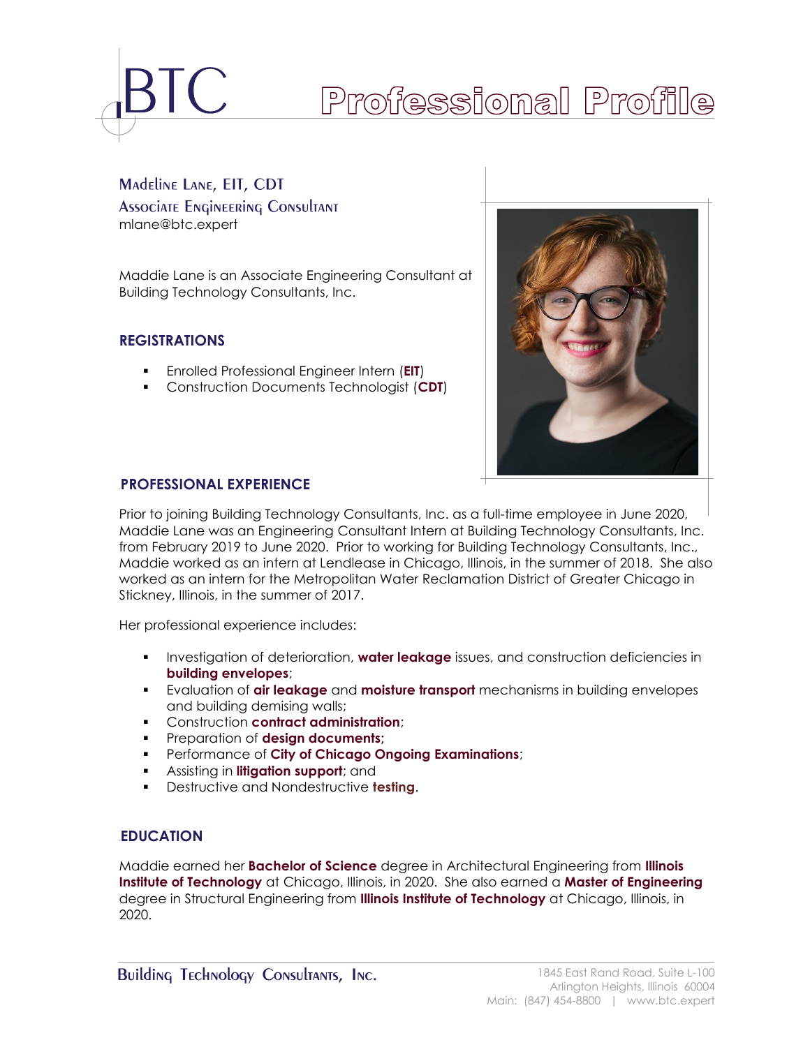# BTC Professional Profile

**Madeline Lane, EIT, CDT**
**Associate Engineering Consultant**
mlane@btc.expert

Maddie Lane is an Associate Engineering Consultant at Building Technology Consultants, Inc.

## REGISTRATIONS

- Enrolled Professional Engineer Intern (**EIT**)
- Construction Documents Technologist (**CDT**)

## PROFESSIONAL EXPERIENCE

Prior to joining Building Technology Consultants, Inc. as a full-time employee in June 2020, Maddie Lane was an Engineering Consultant Intern at Building Technology Consultants, Inc. from February 2019 to June 2020. Prior to working for Building Technology Consultants, Inc., Maddie worked as an intern at Lendlease in Chicago, Illinois, in the summer of 2018. She also worked as an intern for the Metropolitan Water Reclamation District of Greater Chicago in Stickney, Illinois, in the summer of 2017.

Her professional experience includes:

- Investigation of deterioration, **water leakage** issues, and construction deficiencies in **building envelopes**;
- Evaluation of **air leakage** and **moisture transport** mechanisms in building envelopes and building demising walls;
- Construction **contract administration**;
- Preparation of **design documents;**
- Performance of **City of Chicago Ongoing Examinations**;
- Assisting in **litigation support**; and
- Destructive and Nondestructive **testing**.

## EDUCATION

Maddie earned her **Bachelor of Science** degree in Architectural Engineering from **Illinois Institute of Technology** at Chicago, Illinois, in 2020. She also earned a **Master of Engineering** degree in Structural Engineering from **Illinois Institute of Technology** at Chicago, Illinois, in 2020.

**Building Technology Consultants, Inc.**
1845 East Rand Road, Suite L-100
Arlington Heights, Illinois 60004
Main: (847) 454-8800 | www.btc.expert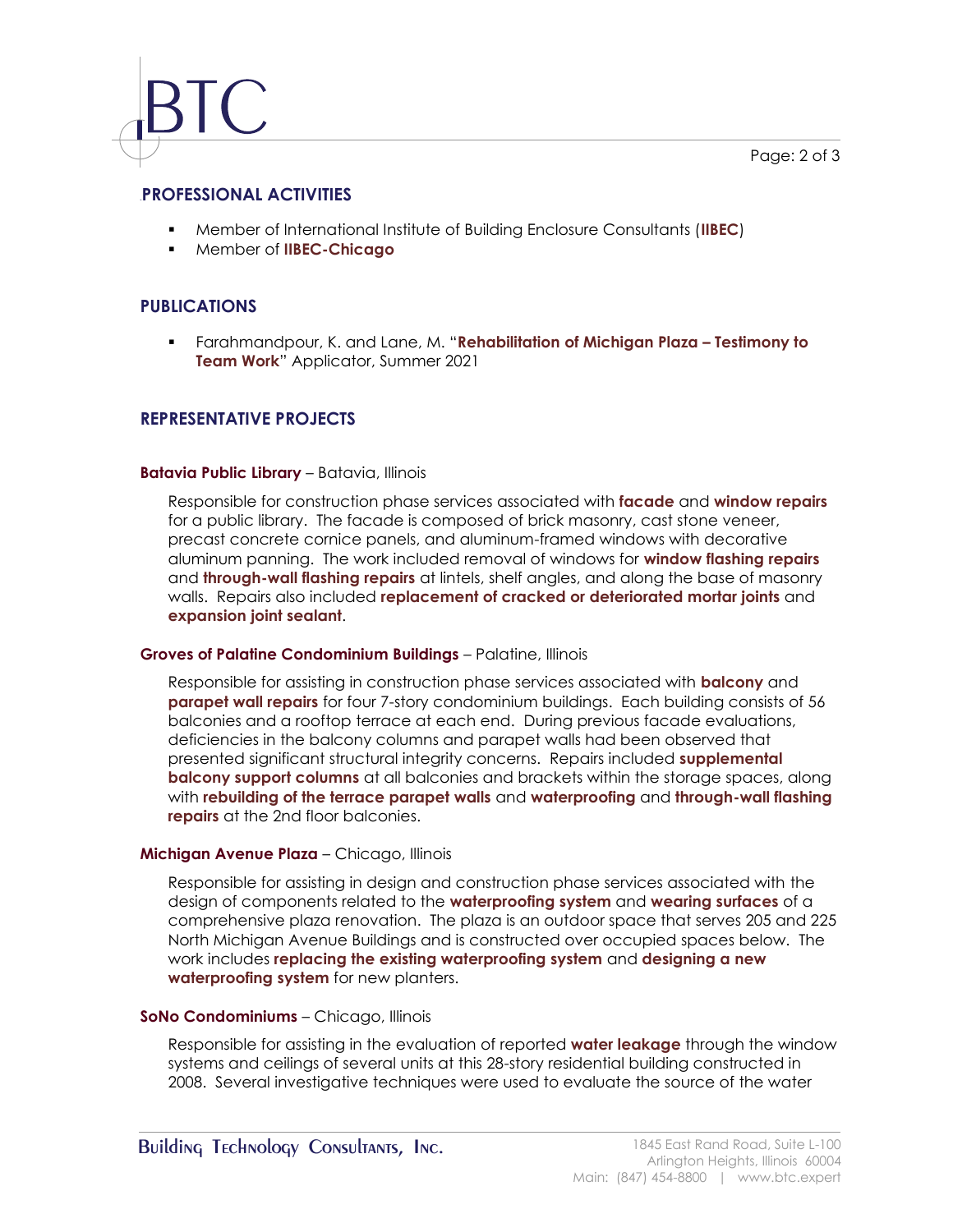## PROFESSIONAL ACTIVITIES

- Member of International Institute of Building Enclosure Consultants (**IIBEC**)
- Member of **IIBEC-Chicago**

## PUBLICATIONS

- Farahmandpour, K. and Lane, M. "**Rehabilitation of Michigan Plaza – Testimony to Team Work**" Applicator, Summer 2021

## REPRESENTATIVE PROJECTS

**Batavia Public Library** – Batavia, Illinois

Responsible for construction phase services associated with **facade** and **window repairs** for a public library. The facade is composed of brick masonry, cast stone veneer, precast concrete cornice panels, and aluminum-framed windows with decorative aluminum panning. The work included removal of windows for **window flashing repairs** and **through-wall flashing repairs** at lintels, shelf angles, and along the base of masonry walls. Repairs also included **replacement of cracked or deteriorated mortar joints** and **expansion joint sealant**.

**Groves of Palatine Condominium Buildings** – Palatine, Illinois

Responsible for assisting in construction phase services associated with **balcony** and **parapet wall repairs** for four 7-story condominium buildings. Each building consists of 56 balconies and a rooftop terrace at each end. During previous facade evaluations, deficiencies in the balcony columns and parapet walls had been observed that presented significant structural integrity concerns. Repairs included **supplemental balcony support columns** at all balconies and brackets within the storage spaces, along with **rebuilding of the terrace parapet walls** and **waterproofing** and **through-wall flashing repairs** at the 2nd floor balconies.

**Michigan Avenue Plaza** – Chicago, Illinois

Responsible for assisting in design and construction phase services associated with the design of components related to the **waterproofing system** and **wearing surfaces** of a comprehensive plaza renovation. The plaza is an outdoor space that serves 205 and 225 North Michigan Avenue Buildings and is constructed over occupied spaces below. The work includes **replacing the existing waterproofing system** and **designing a new waterproofing system** for new planters.

**SoNo Condominiums** – Chicago, Illinois

Responsible for assisting in the evaluation of reported **water leakage** through the window systems and ceilings of several units at this 28-story residential building constructed in 2008. Several investigative techniques were used to evaluate the source of the water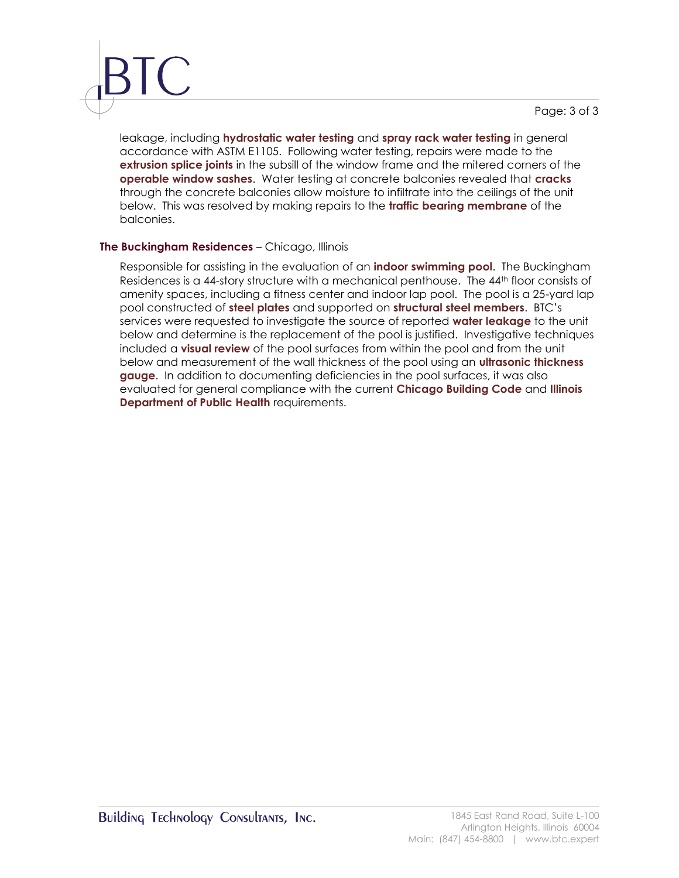leakage, including **hydrostatic water testing** and **spray rack water testing** in general accordance with ASTM E1105. Following water testing, repairs were made to the **extrusion splice joints** in the subsill of the window frame and the mitered corners of the **operable window sashes**. Water testing at concrete balconies revealed that **cracks** through the concrete balconies allow moisture to infiltrate into the ceilings of the unit below. This was resolved by making repairs to the **traffic bearing membrane** of the balconies.

**The Buckingham Residences** – Chicago, Illinois

Responsible for assisting in the evaluation of an **indoor swimming pool**. The Buckingham Residences is a 44-story structure with a mechanical penthouse. The 44th floor consists of amenity spaces, including a fitness center and indoor lap pool. The pool is a 25-yard lap pool constructed of **steel plates** and supported on **structural steel members**. BTC's services were requested to investigate the source of reported **water leakage** to the unit below and determine is the replacement of the pool is justified. Investigative techniques included a **visual review** of the pool surfaces from within the pool and from the unit below and measurement of the wall thickness of the pool using an **ultrasonic thickness gauge**. In addition to documenting deficiencies in the pool surfaces, it was also evaluated for general compliance with the current **Chicago Building Code** and **Illinois Department of Public Health** requirements.